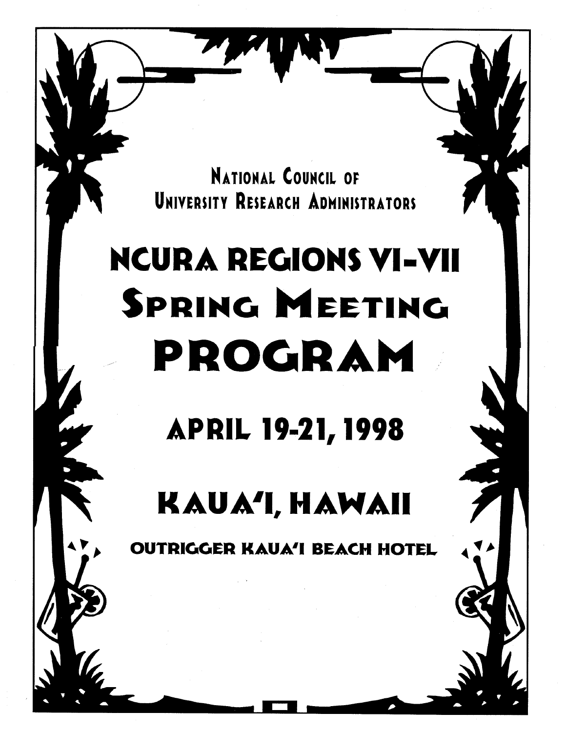National Council of
University Research Administrators

# NCURA Regions VI-VII Spring Meeting PROGRAM

## April 19-21, 1998

## Kaua'i, Hawaii

### Outrigger Kaua'i Beach Hotel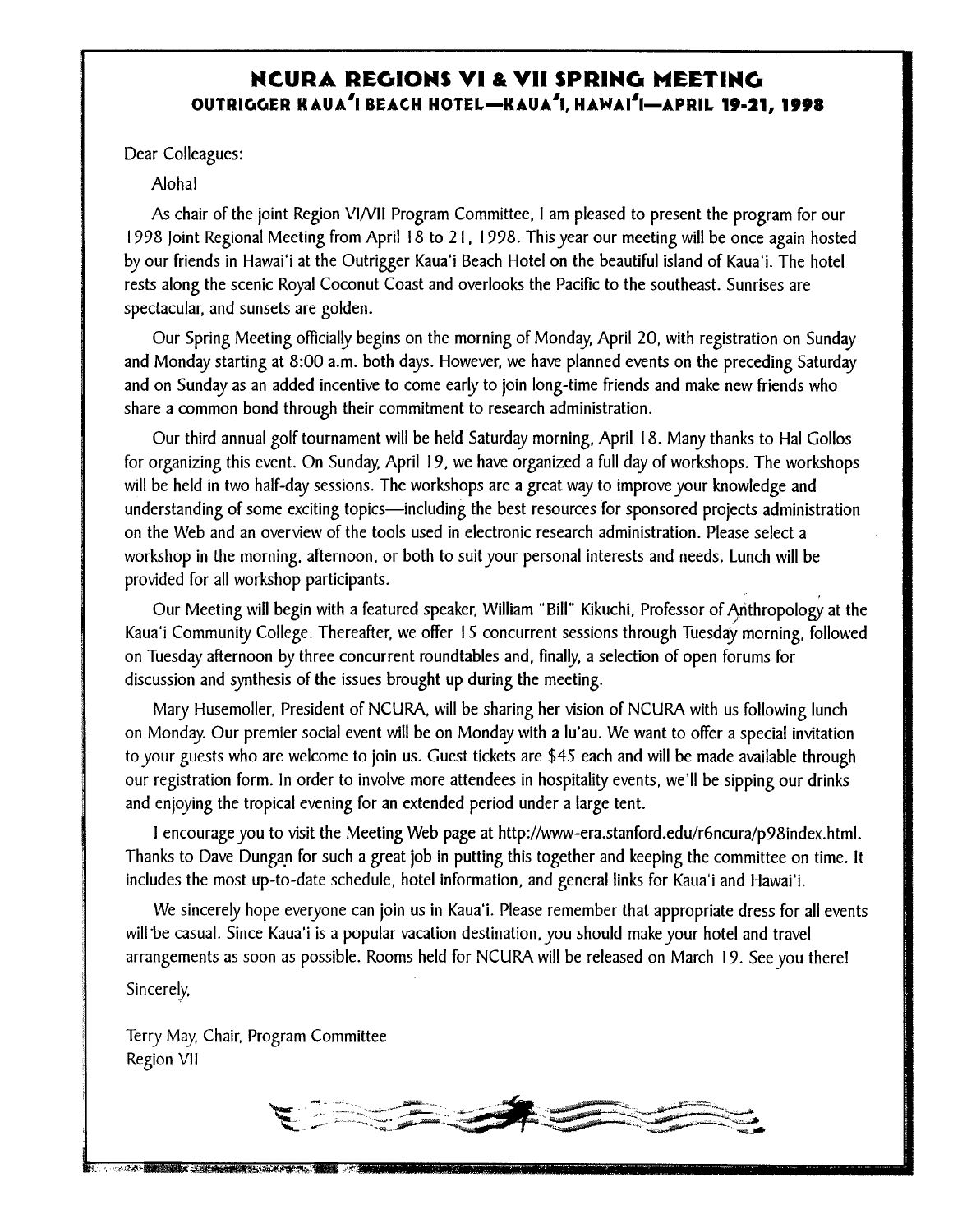# NCURA REGIONS VI & VII SPRING MEETING

## OUTRIGGER KAUA'I BEACH HOTEL—KAUA'I, HAWAI'I—APRIL 19-21, 1998

Dear Colleagues:

Aloha!

As chair of the joint Region VI/VII Program Committee, I am pleased to present the program for our 1998 Joint Regional Meeting from April 18 to 21, 1998. This year our meeting will be once again hosted by our friends in Hawai'i at the Outrigger Kaua'i Beach Hotel on the beautiful island of Kaua'i. The hotel rests along the scenic Royal Coconut Coast and overlooks the Pacific to the southeast. Sunrises are spectacular, and sunsets are golden.

Our Spring Meeting officially begins on the morning of Monday, April 20, with registration on Sunday and Monday starting at 8:00 a.m. both days. However, we have planned events on the preceding Saturday and on Sunday as an added incentive to come early to join long-time friends and make new friends who share a common bond through their commitment to research administration.

Our third annual golf tournament will be held Saturday morning, April 18. Many thanks to Hal Gollos for organizing this event. On Sunday, April 19, we have organized a full day of workshops. The workshops will be held in two half-day sessions. The workshops are a great way to improve your knowledge and understanding of some exciting topics—including the best resources for sponsored projects administration on the Web and an overview of the tools used in electronic research administration. Please select a workshop in the morning, afternoon, or both to suit your personal interests and needs. Lunch will be provided for all workshop participants.

Our Meeting will begin with a featured speaker, William "Bill" Kikuchi, Professor of Anthropology at the Kaua'i Community College. Thereafter, we offer 15 concurrent sessions through Tuesday morning, followed on Tuesday afternoon by three concurrent roundtables and, finally, a selection of open forums for discussion and synthesis of the issues brought up during the meeting.

Mary Husemoller, President of NCURA, will be sharing her vision of NCURA with us following lunch on Monday. Our premier social event will be on Monday with a lu'au. We want to offer a special invitation to your guests who are welcome to join us. Guest tickets are $45 each and will be made available through our registration form. In order to involve more attendees in hospitality events, we'll be sipping our drinks and enjoying the tropical evening for an extended period under a large tent.

I encourage you to visit the Meeting Web page at http://www-era.stanford.edu/r6ncura/p98index.html. Thanks to Dave Dungan for such a great job in putting this together and keeping the committee on time. It includes the most up-to-date schedule, hotel information, and general links for Kaua'i and Hawai'i.

We sincerely hope everyone can join us in Kaua'i. Please remember that appropriate dress for all events will be casual. Since Kaua'i is a popular vacation destination, you should make your hotel and travel arrangements as soon as possible. Rooms held for NCURA will be released on March 19. See you there!

Sincerely,

Terry May, Chair, Program Committee
Region VII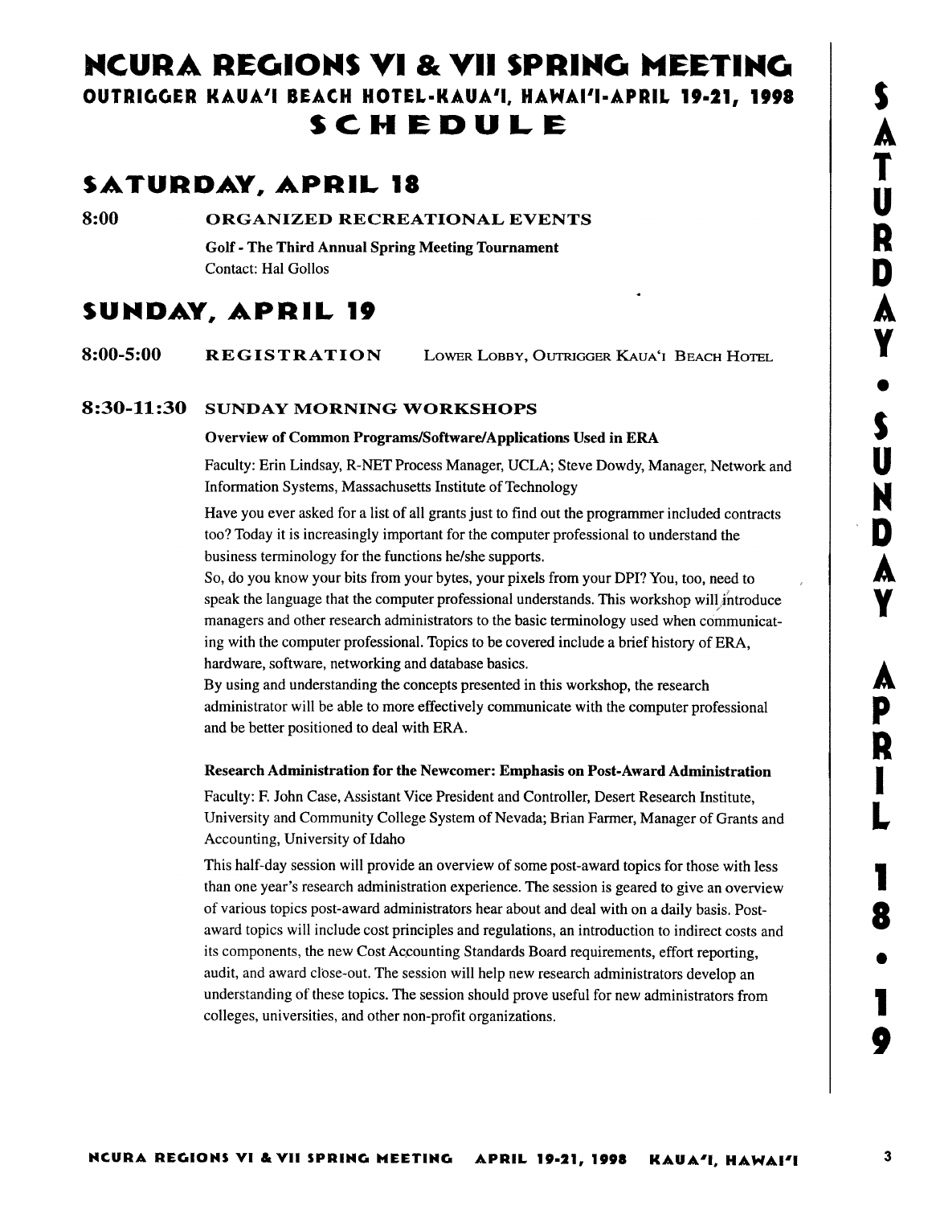# NCURA REGIONS VI & VII SPRING MEETING
## OUTRIGGER KAUA'I BEACH HOTEL-KAUA'I, HAWAI'I-APRIL 19-21, 1998
## SCHEDULE

## SATURDAY, APRIL 18

**8:00** **ORGANIZED RECREATIONAL EVENTS**

**Golf - The Third Annual Spring Meeting Tournament**
Contact: Hal Gollos

## SUNDAY, APRIL 19

**8:00-5:00** **REGISTRATION** LOWER LOBBY, OUTRIGGER KAUA'I BEACH HOTEL

**8:30-11:30** **SUNDAY MORNING WORKSHOPS**

**Overview of Common Programs/Software/Applications Used in ERA**

Faculty: Erin Lindsay, R-NET Process Manager, UCLA; Steve Dowdy, Manager, Network and Information Systems, Massachusetts Institute of Technology

Have you ever asked for a list of all grants just to find out the programmer included contracts too? Today it is increasingly important for the computer professional to understand the business terminology for the functions he/she supports.

So, do you know your bits from your bytes, your pixels from your DPI? You, too, need to speak the language that the computer professional understands. This workshop will introduce managers and other research administrators to the basic terminology used when communicating with the computer professional. Topics to be covered include a brief history of ERA, hardware, software, networking and database basics.

By using and understanding the concepts presented in this workshop, the research administrator will be able to more effectively communicate with the computer professional and be better positioned to deal with ERA.

**Research Administration for the Newcomer: Emphasis on Post-Award Administration**

Faculty: F. John Case, Assistant Vice President and Controller, Desert Research Institute, University and Community College System of Nevada; Brian Farmer, Manager of Grants and Accounting, University of Idaho

This half-day session will provide an overview of some post-award topics for those with less than one year's research administration experience. The session is geared to give an overview of various topics post-award administrators hear about and deal with on a daily basis. Post-award topics will include cost principles and regulations, an introduction to indirect costs and its components, the new Cost Accounting Standards Board requirements, effort reporting, audit, and award close-out. The session will help new research administrators develop an understanding of these topics. The session should prove useful for new administrators from colleges, universities, and other non-profit organizations.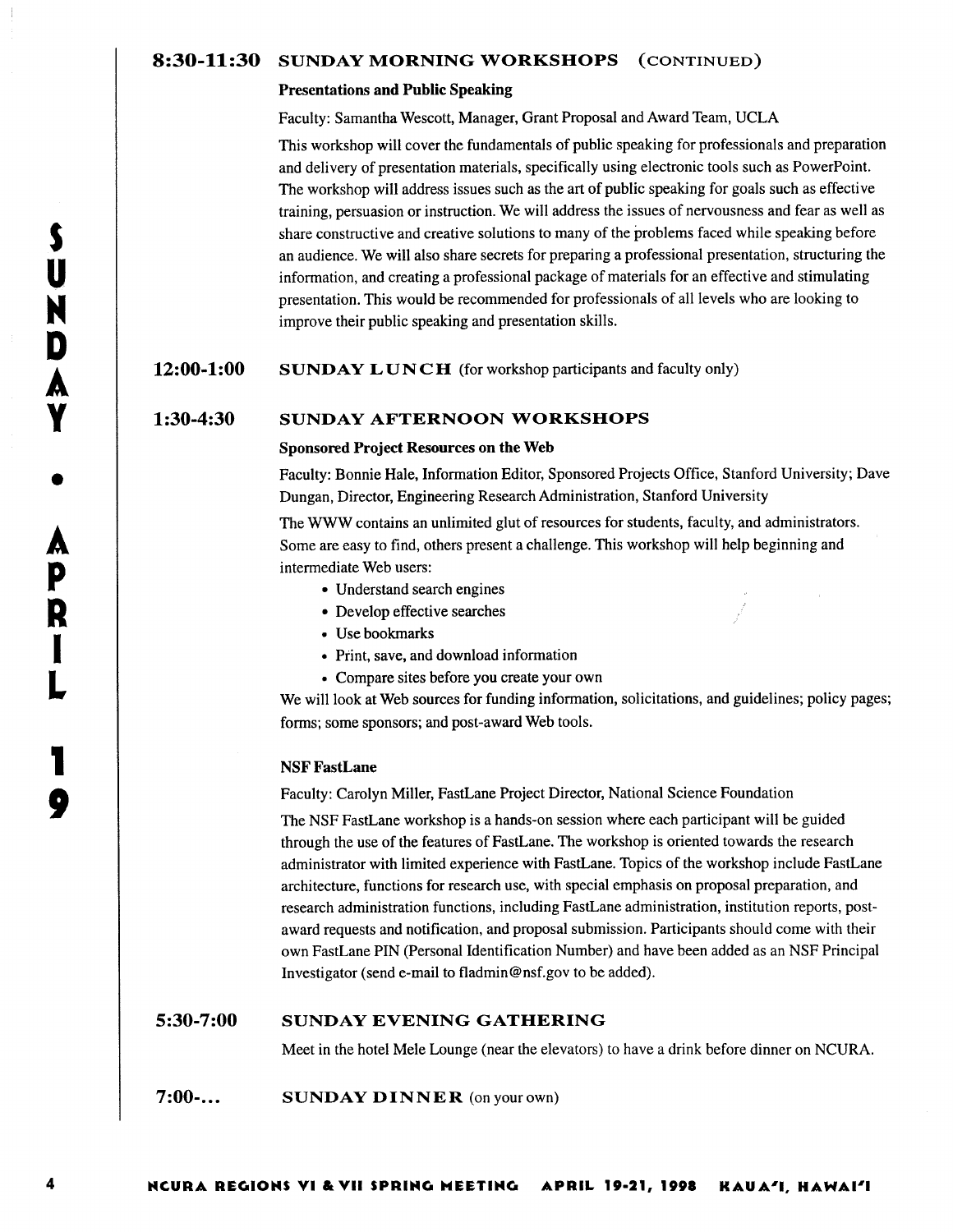## 8:30-11:30 SUNDAY MORNING WORKSHOPS (CONTINUED)

**Presentations and Public Speaking**

Faculty: Samantha Wescott, Manager, Grant Proposal and Award Team, UCLA

This workshop will cover the fundamentals of public speaking for professionals and preparation and delivery of presentation materials, specifically using electronic tools such as PowerPoint. The workshop will address issues such as the art of public speaking for goals such as effective training, persuasion or instruction. We will address the issues of nervousness and fear as well as share constructive and creative solutions to many of the problems faced while speaking before an audience. We will also share secrets for preparing a professional presentation, structuring the information, and creating a professional package of materials for an effective and stimulating presentation. This would be recommended for professionals of all levels who are looking to improve their public speaking and presentation skills.

## 12:00-1:00 SUNDAY LUNCH (for workshop participants and faculty only)

## 1:30-4:30 SUNDAY AFTERNOON WORKSHOPS

**Sponsored Project Resources on the Web**

Faculty: Bonnie Hale, Information Editor, Sponsored Projects Office, Stanford University; Dave Dungan, Director, Engineering Research Administration, Stanford University

The WWW contains an unlimited glut of resources for students, faculty, and administrators. Some are easy to find, others present a challenge. This workshop will help beginning and intermediate Web users:

- Understand search engines
- Develop effective searches
- Use bookmarks
- Print, save, and download information
- Compare sites before you create your own

We will look at Web sources for funding information, solicitations, and guidelines; policy pages; forms; some sponsors; and post-award Web tools.

**NSF FastLane**

Faculty: Carolyn Miller, FastLane Project Director, National Science Foundation

The NSF FastLane workshop is a hands-on session where each participant will be guided through the use of the features of FastLane. The workshop is oriented towards the research administrator with limited experience with FastLane. Topics of the workshop include FastLane architecture, functions for research use, with special emphasis on proposal preparation, and research administration functions, including FastLane administration, institution reports, post-award requests and notification, and proposal submission. Participants should come with their own FastLane PIN (Personal Identification Number) and have been added as an NSF Principal Investigator (send e-mail to fladmin@nsf.gov to be added).

## 5:30-7:00 SUNDAY EVENING GATHERING

Meet in the hotel Mele Lounge (near the elevators) to have a drink before dinner on NCURA.

## 7:00-... SUNDAY DINNER (on your own)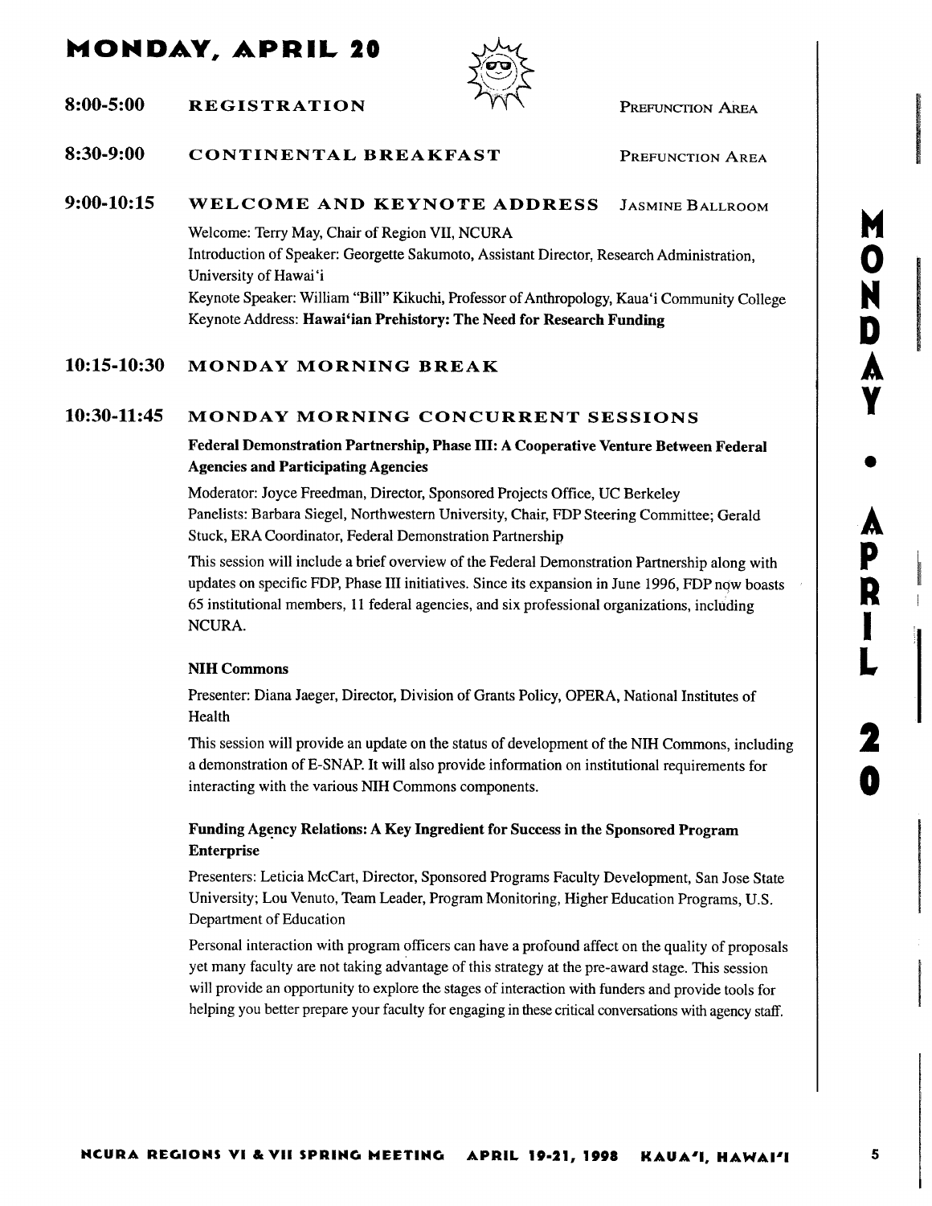# MONDAY, APRIL 20

**8:00-5:00** **REGISTRATION** — PREFUNCTION AREA

**8:30-9:00** **CONTINENTAL BREAKFAST** — PREFUNCTION AREA

**9:00-10:15** **WELCOME AND KEYNOTE ADDRESS** — JASMINE BALLROOM

Welcome: Terry May, Chair of Region VII, NCURA
Introduction of Speaker: Georgette Sakumoto, Assistant Director, Research Administration, University of Hawai'i
Keynote Speaker: William "Bill" Kikuchi, Professor of Anthropology, Kaua'i Community College
Keynote Address: **Hawai'ian Prehistory: The Need for Research Funding**

**10:15-10:30** **MONDAY MORNING BREAK**

**10:30-11:45** **MONDAY MORNING CONCURRENT SESSIONS**

**Federal Demonstration Partnership, Phase III: A Cooperative Venture Between Federal Agencies and Participating Agencies**

Moderator: Joyce Freedman, Director, Sponsored Projects Office, UC Berkeley
Panelists: Barbara Siegel, Northwestern University, Chair, FDP Steering Committee; Gerald Stuck, ERA Coordinator, Federal Demonstration Partnership

This session will include a brief overview of the Federal Demonstration Partnership along with updates on specific FDP, Phase III initiatives. Since its expansion in June 1996, FDP now boasts 65 institutional members, 11 federal agencies, and six professional organizations, including NCURA.

**NIH Commons**

Presenter: Diana Jaeger, Director, Division of Grants Policy, OPERA, National Institutes of Health

This session will provide an update on the status of development of the NIH Commons, including a demonstration of E-SNAP. It will also provide information on institutional requirements for interacting with the various NIH Commons components.

**Funding Agency Relations: A Key Ingredient for Success in the Sponsored Program Enterprise**

Presenters: Leticia McCart, Director, Sponsored Programs Faculty Development, San Jose State University; Lou Venuto, Team Leader, Program Monitoring, Higher Education Programs, U.S. Department of Education

Personal interaction with program officers can have a profound affect on the quality of proposals yet many faculty are not taking advantage of this strategy at the pre-award stage. This session will provide an opportunity to explore the stages of interaction with funders and provide tools for helping you better prepare your faculty for engaging in these critical conversations with agency staff.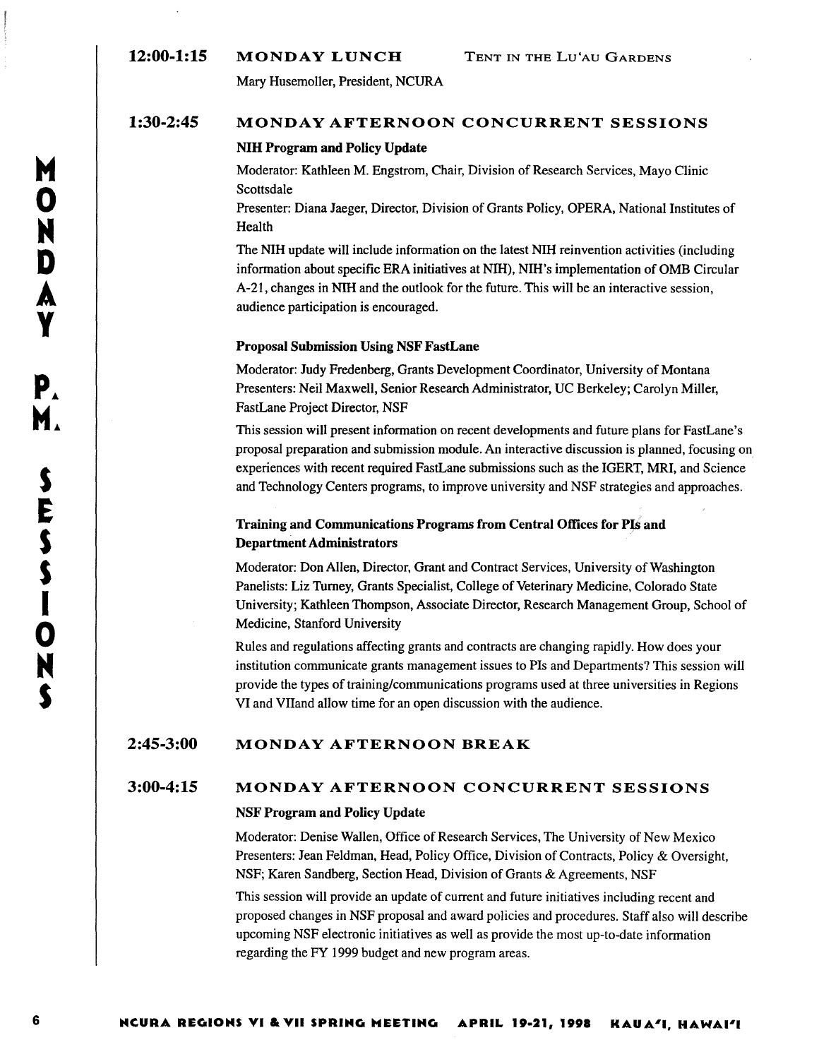**12:00-1:15** **MONDAY LUNCH** TENT IN THE LU'AU GARDENS

Mary Husemoller, President, NCURA

## 1:30-2:45 MONDAY AFTERNOON CONCURRENT SESSIONS

### NIH Program and Policy Update

Moderator: Kathleen M. Engstrom, Chair, Division of Research Services, Mayo Clinic Scottsdale

Presenter: Diana Jaeger, Director, Division of Grants Policy, OPERA, National Institutes of Health

The NIH update will include information on the latest NIH reinvention activities (including information about specific ERA initiatives at NIH), NIH's implementation of OMB Circular A-21, changes in NIH and the outlook for the future. This will be an interactive session, audience participation is encouraged.

### Proposal Submission Using NSF FastLane

Moderator: Judy Fredenberg, Grants Development Coordinator, University of Montana

Presenters: Neil Maxwell, Senior Research Administrator, UC Berkeley; Carolyn Miller, FastLane Project Director, NSF

This session will present information on recent developments and future plans for FastLane's proposal preparation and submission module. An interactive discussion is planned, focusing on experiences with recent required FastLane submissions such as the IGERT, MRI, and Science and Technology Centers programs, to improve university and NSF strategies and approaches.

### Training and Communications Programs from Central Offices for PIs and Department Administrators

Moderator: Don Allen, Director, Grant and Contract Services, University of Washington

Panelists: Liz Turney, Grants Specialist, College of Veterinary Medicine, Colorado State University; Kathleen Thompson, Associate Director, Research Management Group, School of Medicine, Stanford University

Rules and regulations affecting grants and contracts are changing rapidly. How does your institution communicate grants management issues to PIs and Departments? This session will provide the types of training/communications programs used at three universities in Regions VI and VIIand allow time for an open discussion with the audience.

## 2:45-3:00 MONDAY AFTERNOON BREAK

## 3:00-4:15 MONDAY AFTERNOON CONCURRENT SESSIONS

### NSF Program and Policy Update

Moderator: Denise Wallen, Office of Research Services, The University of New Mexico

Presenters: Jean Feldman, Head, Policy Office, Division of Contracts, Policy & Oversight, NSF; Karen Sandberg, Section Head, Division of Grants & Agreements, NSF

This session will provide an update of current and future initiatives including recent and proposed changes in NSF proposal and award policies and procedures. Staff also will describe upcoming NSF electronic initiatives as well as provide the most up-to-date information regarding the FY 1999 budget and new program areas.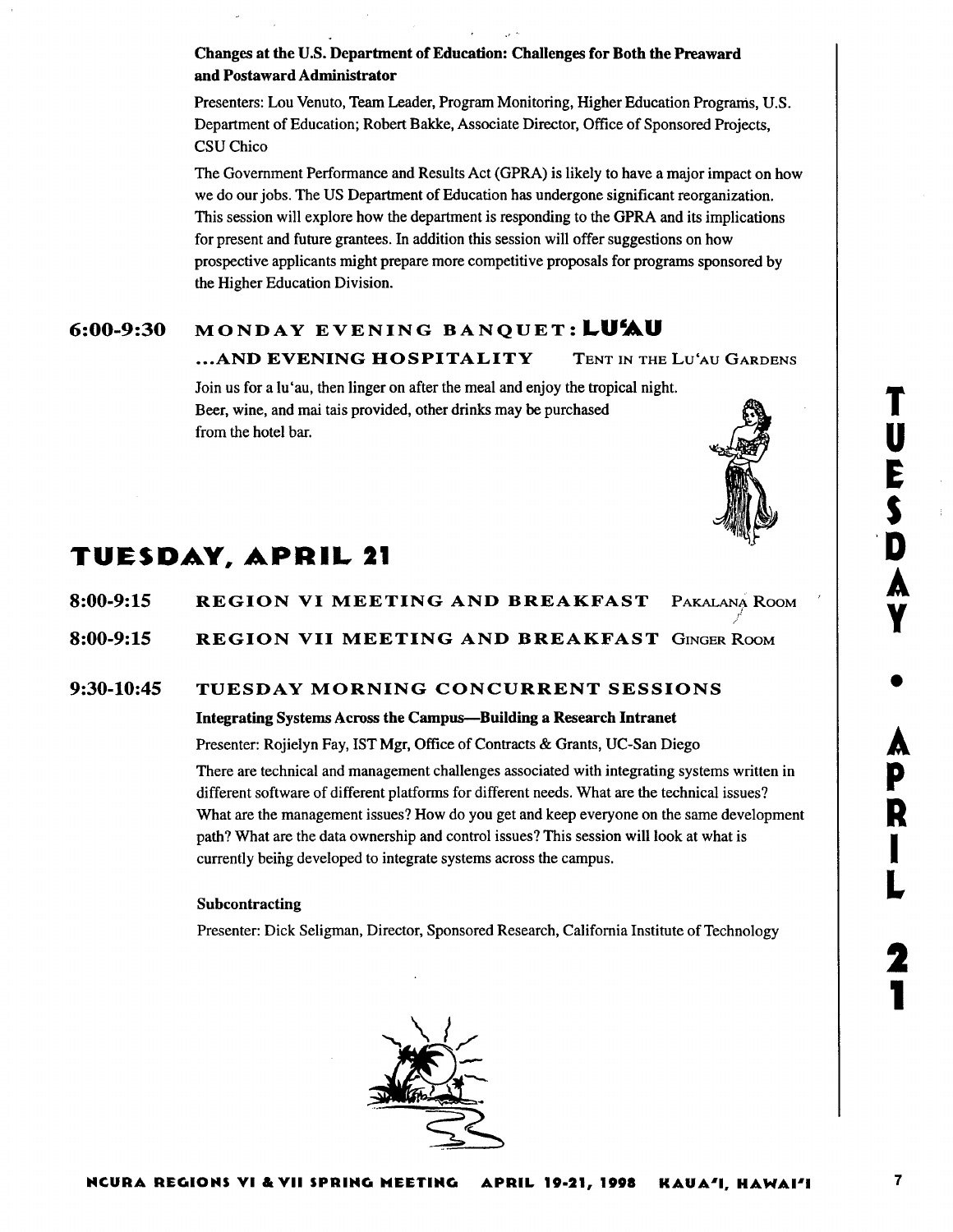**Changes at the U.S. Department of Education: Challenges for Both the Preaward and Postaward Administrator**

Presenters: Lou Venuto, Team Leader, Program Monitoring, Higher Education Programs, U.S. Department of Education; Robert Bakke, Associate Director, Office of Sponsored Projects, CSU Chico

The Government Performance and Results Act (GPRA) is likely to have a major impact on how we do our jobs. The US Department of Education has undergone significant reorganization. This session will explore how the department is responding to the GPRA and its implications for present and future grantees. In addition this session will offer suggestions on how prospective applicants might prepare more competitive proposals for programs sponsored by the Higher Education Division.

### 6:00-9:30 MONDAY EVENING BANQUET: LU'AU ...AND EVENING HOSPITALITY — Tent in the Lu'au Gardens

Join us for a lu'au, then linger on after the meal and enjoy the tropical night. Beer, wine, and mai tais provided, other drinks may be purchased from the hotel bar.

## TUESDAY, APRIL 21

### 8:00-9:15 REGION VI MEETING AND BREAKFAST — Pakalana Room

### 8:00-9:15 REGION VII MEETING AND BREAKFAST — Ginger Room

### 9:30-10:45 TUESDAY MORNING CONCURRENT SESSIONS

**Integrating Systems Across the Campus—Building a Research Intranet**

Presenter: Rojielyn Fay, IST Mgr, Office of Contracts & Grants, UC-San Diego

There are technical and management challenges associated with integrating systems written in different software of different platforms for different needs. What are the technical issues? What are the management issues? How do you get and keep everyone on the same development path? What are the data ownership and control issues? This session will look at what is currently being developed to integrate systems across the campus.

**Subcontracting**

Presenter: Dick Seligman, Director, Sponsored Research, California Institute of Technology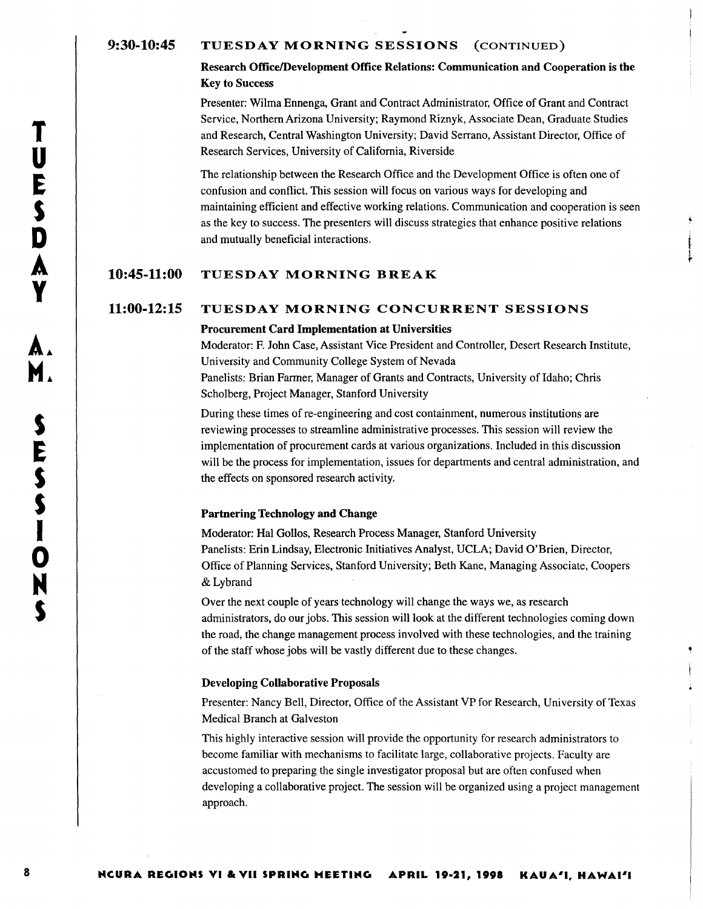## 9:30-10:45 TUESDAY MORNING SESSIONS (CONTINUED)

**Research Office/Development Office Relations: Communication and Cooperation is the Key to Success**

Presenter: Wilma Ennenga, Grant and Contract Administrator, Office of Grant and Contract Service, Northern Arizona University; Raymond Riznyk, Associate Dean, Graduate Studies and Research, Central Washington University; David Serrano, Assistant Director, Office of Research Services, University of California, Riverside

The relationship between the Research Office and the Development Office is often one of confusion and conflict. This session will focus on various ways for developing and maintaining efficient and effective working relations. Communication and cooperation is seen as the key to success. The presenters will discuss strategies that enhance positive relations and mutually beneficial interactions.

## 10:45-11:00 TUESDAY MORNING BREAK

## 11:00-12:15 TUESDAY MORNING CONCURRENT SESSIONS

**Procurement Card Implementation at Universities**

Moderator: F. John Case, Assistant Vice President and Controller, Desert Research Institute, University and Community College System of Nevada

Panelists: Brian Farmer, Manager of Grants and Contracts, University of Idaho; Chris Scholberg, Project Manager, Stanford University

During these times of re-engineering and cost containment, numerous institutions are reviewing processes to streamline administrative processes. This session will review the implementation of procurement cards at various organizations. Included in this discussion will be the process for implementation, issues for departments and central administration, and the effects on sponsored research activity.

**Partnering Technology and Change**

Moderator: Hal Gollos, Research Process Manager, Stanford University

Panelists: Erin Lindsay, Electronic Initiatives Analyst, UCLA; David O'Brien, Director, Office of Planning Services, Stanford University; Beth Kane, Managing Associate, Coopers & Lybrand

Over the next couple of years technology will change the ways we, as research administrators, do our jobs. This session will look at the different technologies coming down the road, the change management process involved with these technologies, and the training of the staff whose jobs will be vastly different due to these changes.

**Developing Collaborative Proposals**

Presenter: Nancy Bell, Director, Office of the Assistant VP for Research, University of Texas Medical Branch at Galveston

This highly interactive session will provide the opportunity for research administrators to become familiar with mechanisms to facilitate large, collaborative projects. Faculty are accustomed to preparing the single investigator proposal but are often confused when developing a collaborative project. The session will be organized using a project management approach.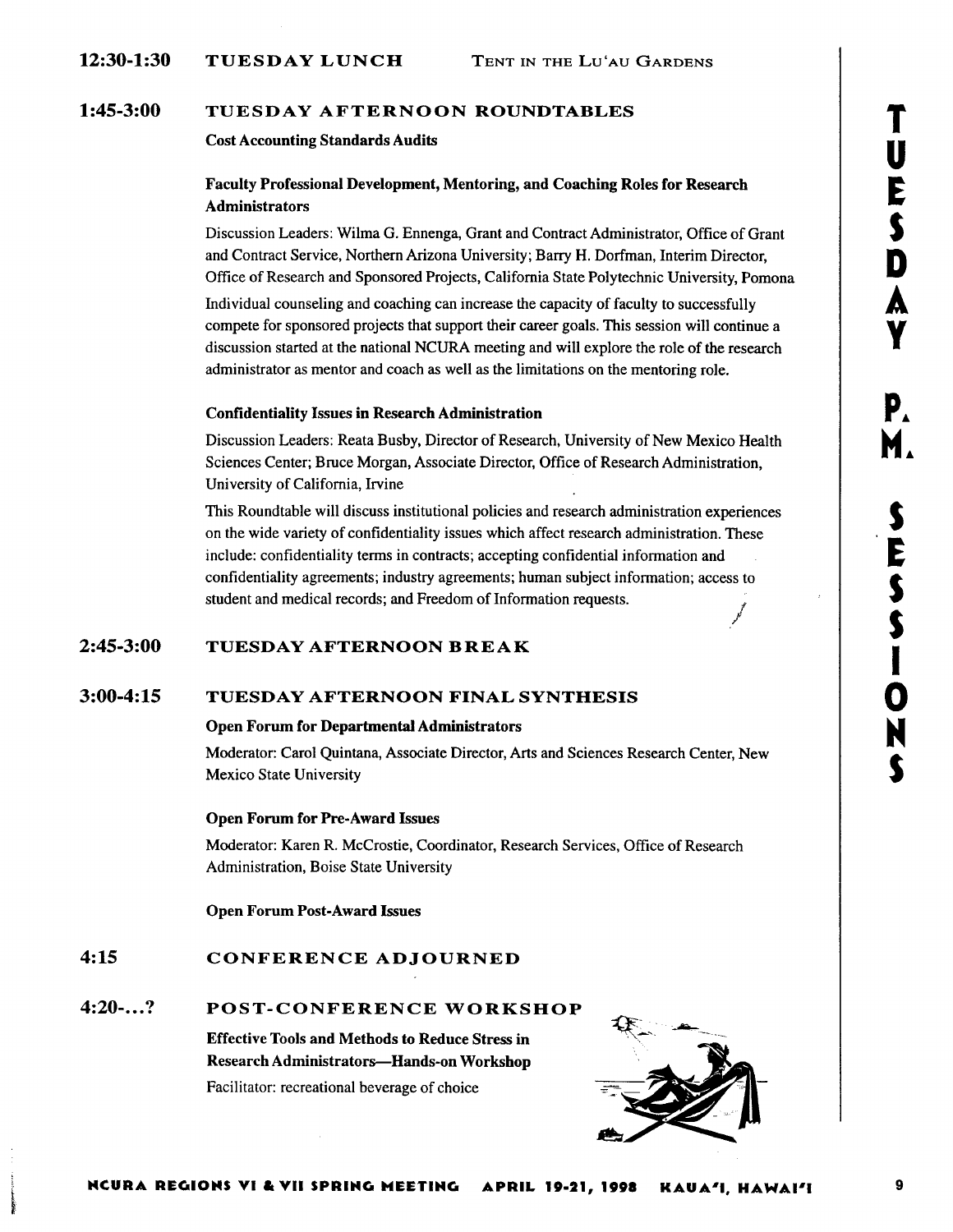**12:30-1:30** **TUESDAY LUNCH** TENT IN THE LU'AU GARDENS

**1:45-3:00** **TUESDAY AFTERNOON ROUNDTABLES**

**Cost Accounting Standards Audits**

**Faculty Professional Development, Mentoring, and Coaching Roles for Research Administrators**

Discussion Leaders: Wilma G. Ennenga, Grant and Contract Administrator, Office of Grant and Contract Service, Northern Arizona University; Barry H. Dorfman, Interim Director, Office of Research and Sponsored Projects, California State Polytechnic University, Pomona

Individual counseling and coaching can increase the capacity of faculty to successfully compete for sponsored projects that support their career goals. This session will continue a discussion started at the national NCURA meeting and will explore the role of the research administrator as mentor and coach as well as the limitations on the mentoring role.

**Confidentiality Issues in Research Administration**

Discussion Leaders: Reata Busby, Director of Research, University of New Mexico Health Sciences Center; Bruce Morgan, Associate Director, Office of Research Administration, University of California, Irvine

This Roundtable will discuss institutional policies and research administration experiences on the wide variety of confidentiality issues which affect research administration. These include: confidentiality terms in contracts; accepting confidential information and confidentiality agreements; industry agreements; human subject information; access to student and medical records; and Freedom of Information requests.

**2:45-3:00** **TUESDAY AFTERNOON BREAK**

**3:00-4:15** **TUESDAY AFTERNOON FINAL SYNTHESIS**

**Open Forum for Departmental Administrators**

Moderator: Carol Quintana, Associate Director, Arts and Sciences Research Center, New Mexico State University

**Open Forum for Pre-Award Issues**

Moderator: Karen R. McCrostie, Coordinator, Research Services, Office of Research Administration, Boise State University

**Open Forum Post-Award Issues**

**4:15** **CONFERENCE ADJOURNED**

**4:20-...?** **POST-CONFERENCE WORKSHOP**

**Effective Tools and Methods to Reduce Stress in Research Administrators—Hands-on Workshop**

Facilitator: recreational beverage of choice

TUESDAY P.M. SESSIONS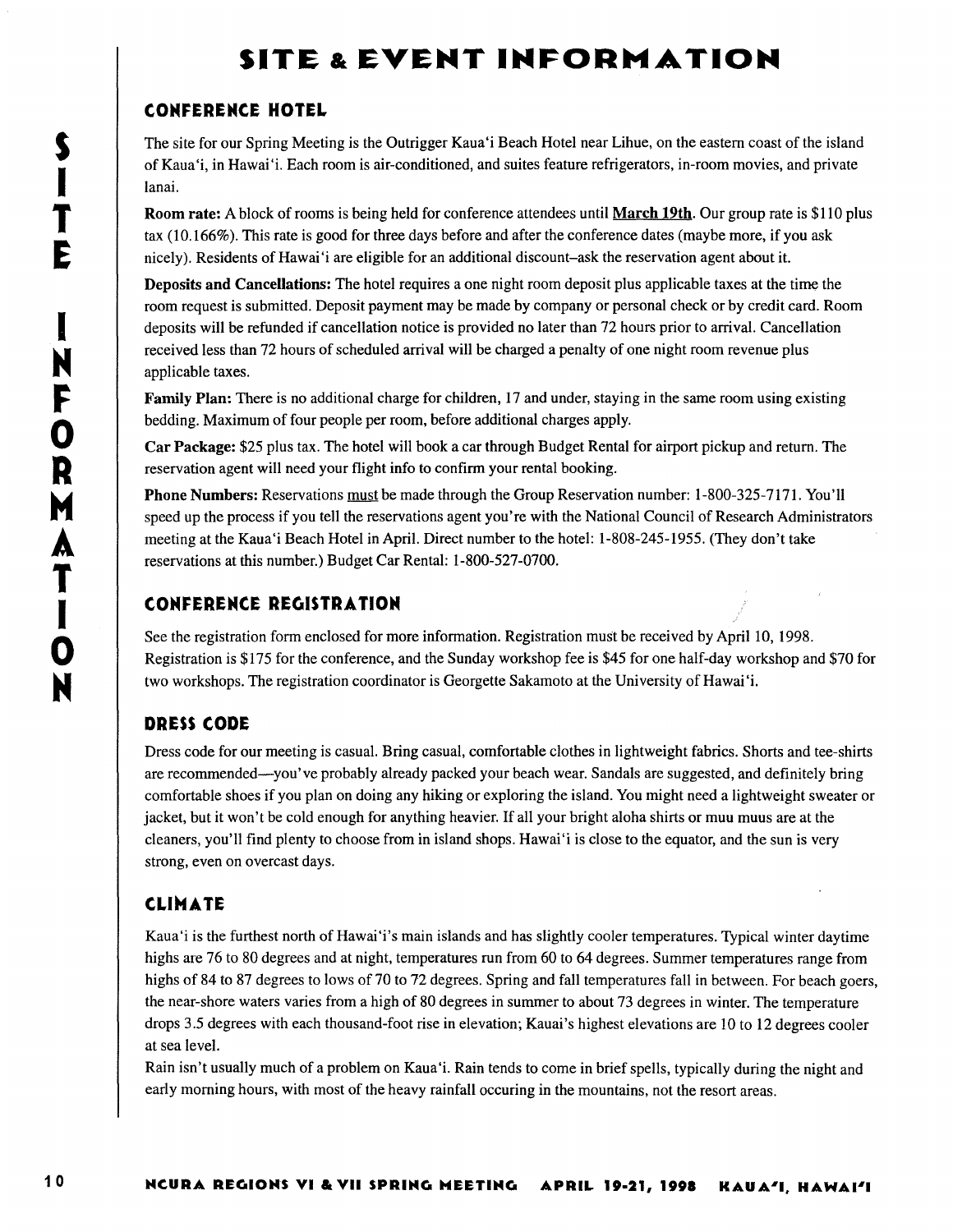# SITE & EVENT INFORMATION

## CONFERENCE HOTEL

The site for our Spring Meeting is the Outrigger Kaua'i Beach Hotel near Lihue, on the eastern coast of the island of Kaua'i, in Hawai'i. Each room is air-conditioned, and suites feature refrigerators, in-room movies, and private lanai.

**Room rate:** A block of rooms is being held for conference attendees until **March 19th**. Our group rate is $110 plus tax (10.166%). This rate is good for three days before and after the conference dates (maybe more, if you ask nicely). Residents of Hawai'i are eligible for an additional discount–ask the reservation agent about it.

**Deposits and Cancellations:** The hotel requires a one night room deposit plus applicable taxes at the time the room request is submitted. Deposit payment may be made by company or personal check or by credit card. Room deposits will be refunded if cancellation notice is provided no later than 72 hours prior to arrival. Cancellation received less than 72 hours of scheduled arrival will be charged a penalty of one night room revenue plus applicable taxes.

**Family Plan:** There is no additional charge for children, 17 and under, staying in the same room using existing bedding. Maximum of four people per room, before additional charges apply.

**Car Package:** $25 plus tax. The hotel will book a car through Budget Rental for airport pickup and return. The reservation agent will need your flight info to confirm your rental booking.

**Phone Numbers:** Reservations must be made through the Group Reservation number: 1-800-325-7171. You'll speed up the process if you tell the reservations agent you're with the National Council of Research Administrators meeting at the Kaua'i Beach Hotel in April. Direct number to the hotel: 1-808-245-1955. (They don't take reservations at this number.) Budget Car Rental: 1-800-527-0700.

## CONFERENCE REGISTRATION

See the registration form enclosed for more information. Registration must be received by April 10, 1998. Registration is $175 for the conference, and the Sunday workshop fee is $45 for one half-day workshop and $70 for two workshops. The registration coordinator is Georgette Sakamoto at the University of Hawai'i.

## DRESS CODE

Dress code for our meeting is casual. Bring casual, comfortable clothes in lightweight fabrics. Shorts and tee-shirts are recommended—you've probably already packed your beach wear. Sandals are suggested, and definitely bring comfortable shoes if you plan on doing any hiking or exploring the island. You might need a lightweight sweater or jacket, but it won't be cold enough for anything heavier. If all your bright aloha shirts or muu muus are at the cleaners, you'll find plenty to choose from in island shops. Hawai'i is close to the equator, and the sun is very strong, even on overcast days.

## CLIMATE

Kaua'i is the furthest north of Hawai'i's main islands and has slightly cooler temperatures. Typical winter daytime highs are 76 to 80 degrees and at night, temperatures run from 60 to 64 degrees. Summer temperatures range from highs of 84 to 87 degrees to lows of 70 to 72 degrees. Spring and fall temperatures fall in between. For beach goers, the near-shore waters varies from a high of 80 degrees in summer to about 73 degrees in winter. The temperature drops 3.5 degrees with each thousand-foot rise in elevation; Kauai's highest elevations are 10 to 12 degrees cooler at sea level.

Rain isn't usually much of a problem on Kaua'i. Rain tends to come in brief spells, typically during the night and early morning hours, with most of the heavy rainfall occuring in the mountains, not the resort areas.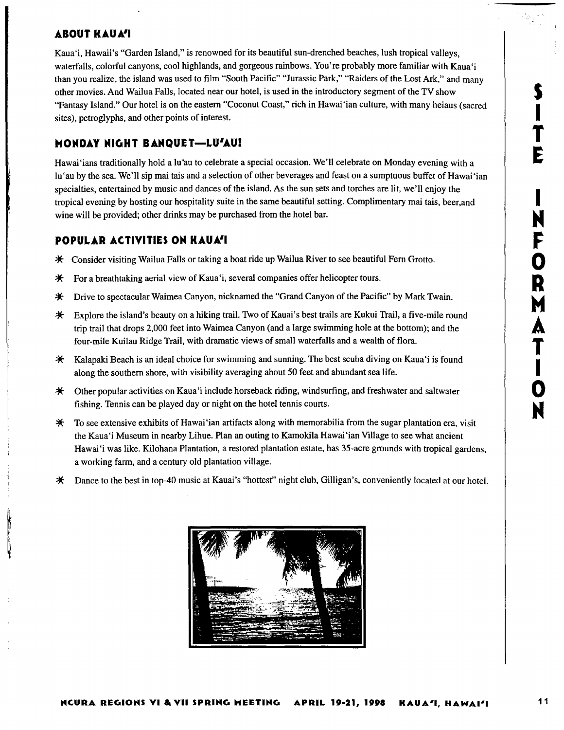## ABOUT KAUA'I

Kaua'i, Hawaii's "Garden Island," is renowned for its beautiful sun-drenched beaches, lush tropical valleys, waterfalls, colorful canyons, cool highlands, and gorgeous rainbows. You're probably more familiar with Kaua'i than you realize, the island was used to film "South Pacific" "Jurassic Park," "Raiders of the Lost Ark," and many other movies. And Wailua Falls, located near our hotel, is used in the introductory segment of the TV show "Fantasy Island." Our hotel is on the eastern "Coconut Coast," rich in Hawai'ian culture, with many heiaus (sacred sites), petroglyphs, and other points of interest.

## MONDAY NIGHT BANQUET—LU'AU!

Hawai'ians traditionally hold a lu'au to celebrate a special occasion. We'll celebrate on Monday evening with a lu'au by the sea. We'll sip mai tais and a selection of other beverages and feast on a sumptuous buffet of Hawai'ian specialties, entertained by music and dances of the island. As the sun sets and torches are lit, we'll enjoy the tropical evening by hosting our hospitality suite in the same beautiful setting. Complimentary mai tais, beer,and wine will be provided; other drinks may be purchased from the hotel bar.

## POPULAR ACTIVITIES ON KAUA'I

- Consider visiting Wailua Falls or taking a boat ride up Wailua River to see beautiful Fern Grotto.
- For a breathtaking aerial view of Kaua'i, several companies offer helicopter tours.
- Drive to spectacular Waimea Canyon, nicknamed the "Grand Canyon of the Pacific" by Mark Twain.
- Explore the island's beauty on a hiking trail. Two of Kauai's best trails are Kukui Trail, a five-mile round trip trail that drops 2,000 feet into Waimea Canyon (and a large swimming hole at the bottom); and the four-mile Kuilau Ridge Trail, with dramatic views of small waterfalls and a wealth of flora.
- Kalapaki Beach is an ideal choice for swimming and sunning. The best scuba diving on Kaua'i is found along the southern shore, with visibility averaging about 50 feet and abundant sea life.
- Other popular activities on Kaua'i include horseback riding, windsurfing, and freshwater and saltwater fishing. Tennis can be played day or night on the hotel tennis courts.
- To see extensive exhibits of Hawai'ian artifacts along with memorabilia from the sugar plantation era, visit the Kaua'i Museum in nearby Lihue. Plan an outing to Kamokila Hawai'ian Village to see what ancient Hawai'i was like. Kilohana Plantation, a restored plantation estate, has 35-acre grounds with tropical gardens, a working farm, and a century old plantation village.
- Dance to the best in top-40 music at Kauai's "hottest" night club, Gilligan's, conveniently located at our hotel.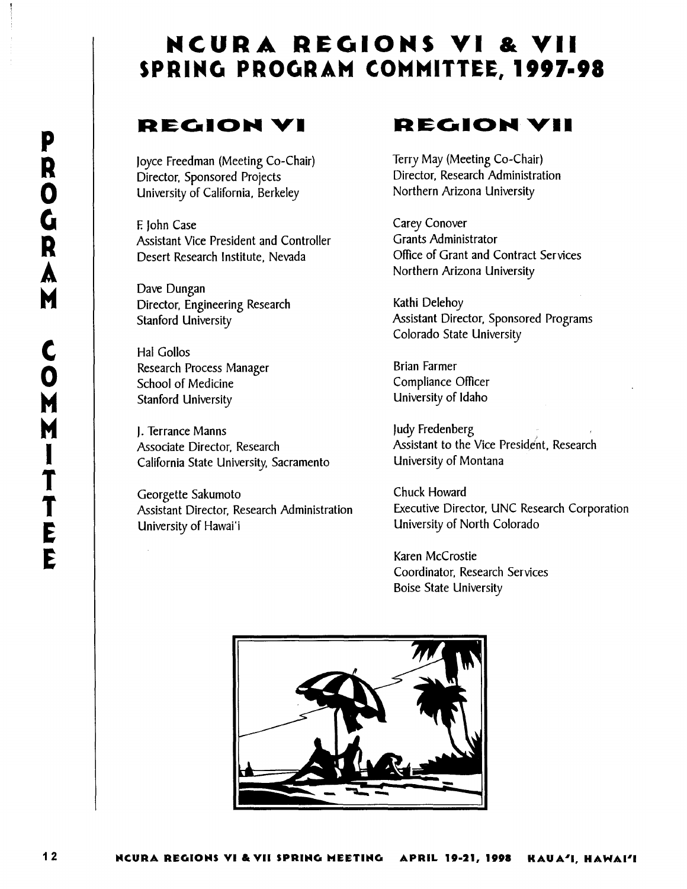# NCURA REGIONS VI & VII SPRING PROGRAM COMMITTEE, 1997-98

## REGION VI

Joyce Freedman (Meeting Co-Chair)
Director, Sponsored Projects
University of California, Berkeley

F. John Case
Assistant Vice President and Controller
Desert Research Institute, Nevada

Dave Dungan
Director, Engineering Research
Stanford University

Hal Gollos
Research Process Manager
School of Medicine
Stanford University

J. Terrance Manns
Associate Director, Research
California State University, Sacramento

Georgette Sakumoto
Assistant Director, Research Administration
University of Hawai'i

## REGION VII

Terry May (Meeting Co-Chair)
Director, Research Administration
Northern Arizona University

Carey Conover
Grants Administrator
Office of Grant and Contract Services
Northern Arizona University

Kathi Delehoy
Assistant Director, Sponsored Programs
Colorado State University

Brian Farmer
Compliance Officer
University of Idaho

Judy Fredenberg
Assistant to the Vice President, Research
University of Montana

Chuck Howard
Executive Director, UNC Research Corporation
University of North Colorado

Karen McCrostie
Coordinator, Research Services
Boise State University